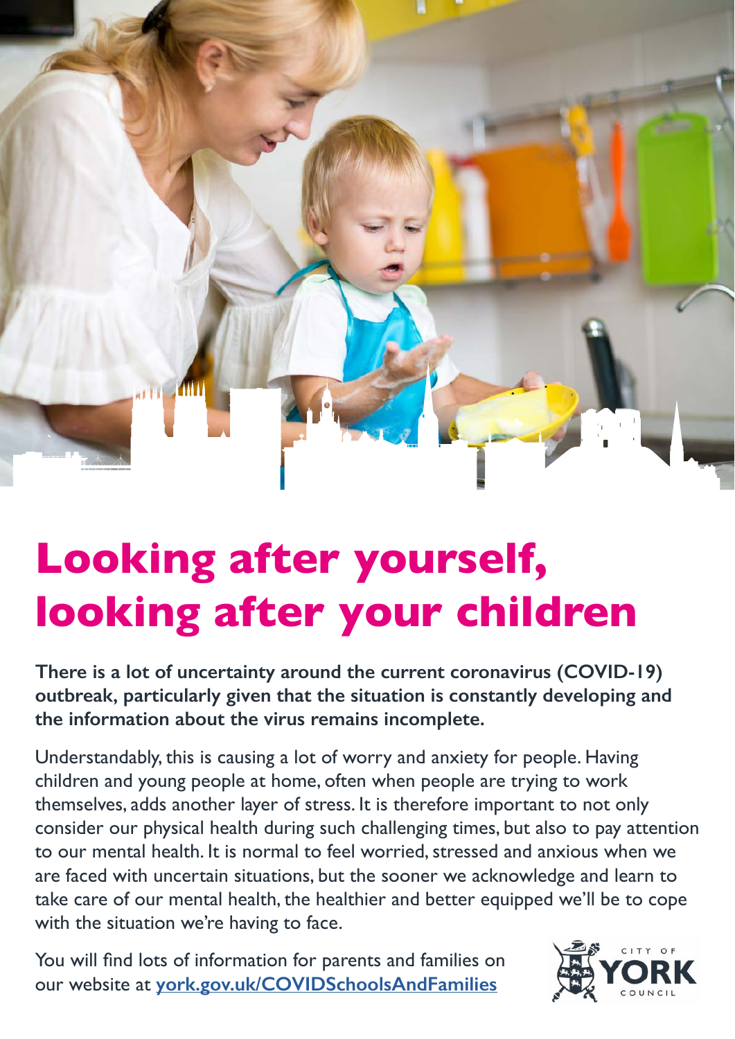# Looking after yourself, looking after your children

**There is a lot of uncertainty around the current coronavirus (COVID-19) outbreak, particularly given that the situation is constantly developing and the information about the virus remains incomplete.**

Understandably, this is causing a lot of worry and anxiety for people. Having children and young people at home, often when people are trying to work themselves, adds another layer of stress. It is therefore important to not only consider our physical health during such challenging times, but also to pay attention to our mental health. It is normal to feel worried, stressed and anxious when we are faced with uncertain situations, but the sooner we acknowledge and learn to take care of our mental health, the healthier and better equipped we'll be to cope with the situation we're having to face.

You will find lots of information for parents and families on our website at **york.gov.uk/COVIDSchoolsAndFamilies**

CITY OF YORK COUNCIL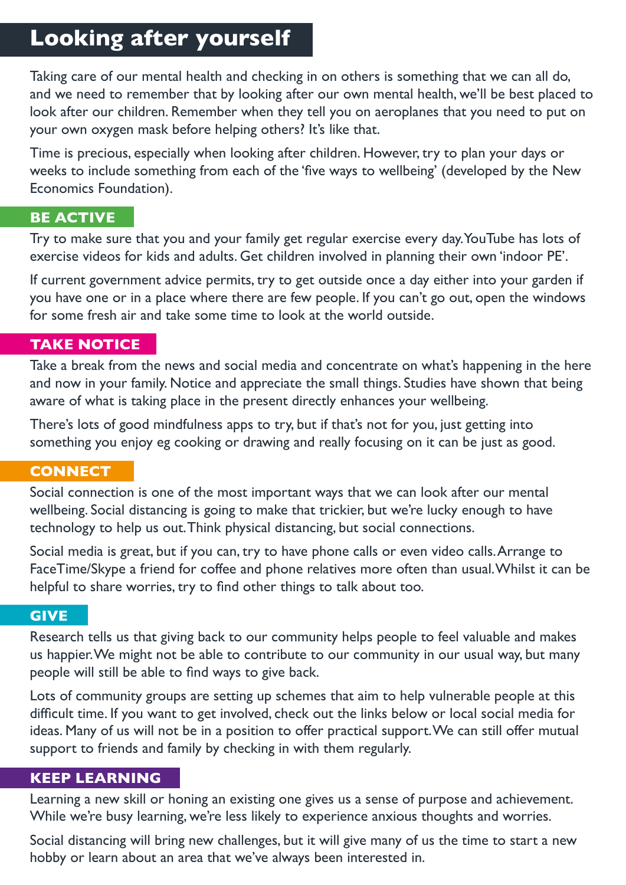# Looking after yourself

Taking care of our mental health and checking in on others is something that we can all do, and we need to remember that by looking after our own mental health, we'll be best placed to look after our children. Remember when they tell you on aeroplanes that you need to put on your own oxygen mask before helping others? It's like that.

Time is precious, especially when looking after children. However, try to plan your days or weeks to include something from each of the 'five ways to wellbeing' (developed by the New Economics Foundation).

## BE ACTIVE

Try to make sure that you and your family get regular exercise every day. YouTube has lots of exercise videos for kids and adults. Get children involved in planning their own 'indoor PE'.

If current government advice permits, try to get outside once a day either into your garden if you have one or in a place where there are few people. If you can't go out, open the windows for some fresh air and take some time to look at the world outside.

## TAKE NOTICE

Take a break from the news and social media and concentrate on what's happening in the here and now in your family. Notice and appreciate the small things. Studies have shown that being aware of what is taking place in the present directly enhances your wellbeing.

There's lots of good mindfulness apps to try, but if that's not for you, just getting into something you enjoy eg cooking or drawing and really focusing on it can be just as good.

## CONNECT

Social connection is one of the most important ways that we can look after our mental wellbeing. Social distancing is going to make that trickier, but we're lucky enough to have technology to help us out. Think physical distancing, but social connections.

Social media is great, but if you can, try to have phone calls or even video calls. Arrange to FaceTime/Skype a friend for coffee and phone relatives more often than usual. Whilst it can be helpful to share worries, try to find other things to talk about too.

## GIVE

Research tells us that giving back to our community helps people to feel valuable and makes us happier. We might not be able to contribute to our community in our usual way, but many people will still be able to find ways to give back.

Lots of community groups are setting up schemes that aim to help vulnerable people at this difficult time. If you want to get involved, check out the links below or local social media for ideas. Many of us will not be in a position to offer practical support. We can still offer mutual support to friends and family by checking in with them regularly.

## KEEP LEARNING

Learning a new skill or honing an existing one gives us a sense of purpose and achievement. While we're busy learning, we're less likely to experience anxious thoughts and worries.

Social distancing will bring new challenges, but it will give many of us the time to start a new hobby or learn about an area that we've always been interested in.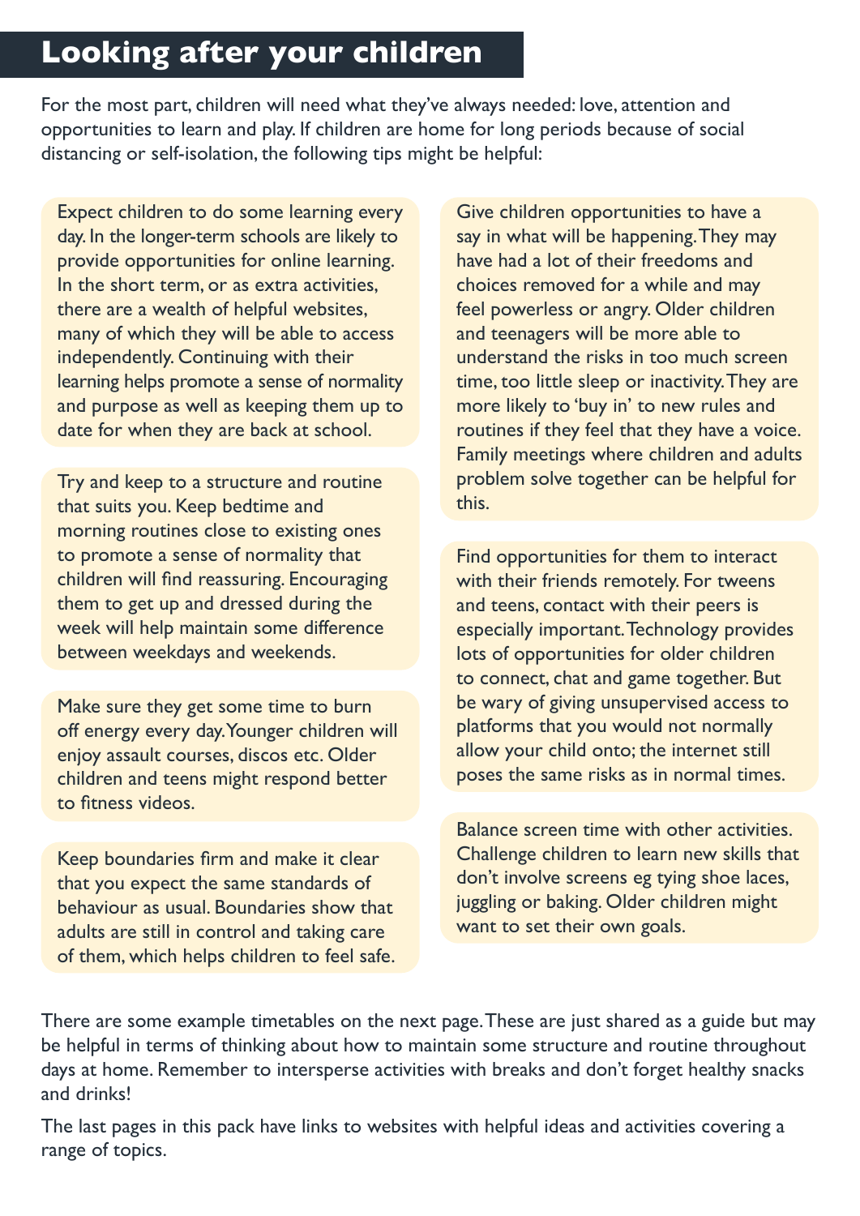# Looking after your children

For the most part, children will need what they've always needed: love, attention and opportunities to learn and play. If children are home for long periods because of social distancing or self-isolation, the following tips might be helpful:

Expect children to do some learning every day. In the longer-term schools are likely to provide opportunities for online learning. In the short term, or as extra activities, there are a wealth of helpful websites, many of which they will be able to access independently. Continuing with their learning helps promote a sense of normality and purpose as well as keeping them up to date for when they are back at school.

Try and keep to a structure and routine that suits you. Keep bedtime and morning routines close to existing ones to promote a sense of normality that children will find reassuring. Encouraging them to get up and dressed during the week will help maintain some difference between weekdays and weekends.

Make sure they get some time to burn off energy every day. Younger children will enjoy assault courses, discos etc. Older children and teens might respond better to fitness videos.

Keep boundaries firm and make it clear that you expect the same standards of behaviour as usual. Boundaries show that adults are still in control and taking care of them, which helps children to feel safe.

Give children opportunities to have a say in what will be happening. They may have had a lot of their freedoms and choices removed for a while and may feel powerless or angry. Older children and teenagers will be more able to understand the risks in too much screen time, too little sleep or inactivity. They are more likely to 'buy in' to new rules and routines if they feel that they have a voice. Family meetings where children and adults problem solve together can be helpful for this.

Find opportunities for them to interact with their friends remotely. For tweens and teens, contact with their peers is especially important. Technology provides lots of opportunities for older children to connect, chat and game together. But be wary of giving unsupervised access to platforms that you would not normally allow your child onto; the internet still poses the same risks as in normal times.

Balance screen time with other activities. Challenge children to learn new skills that don't involve screens eg tying shoe laces, juggling or baking. Older children might want to set their own goals.

There are some example timetables on the next page. These are just shared as a guide but may be helpful in terms of thinking about how to maintain some structure and routine throughout days at home. Remember to intersperse activities with breaks and don't forget healthy snacks and drinks!

The last pages in this pack have links to websites with helpful ideas and activities covering a range of topics.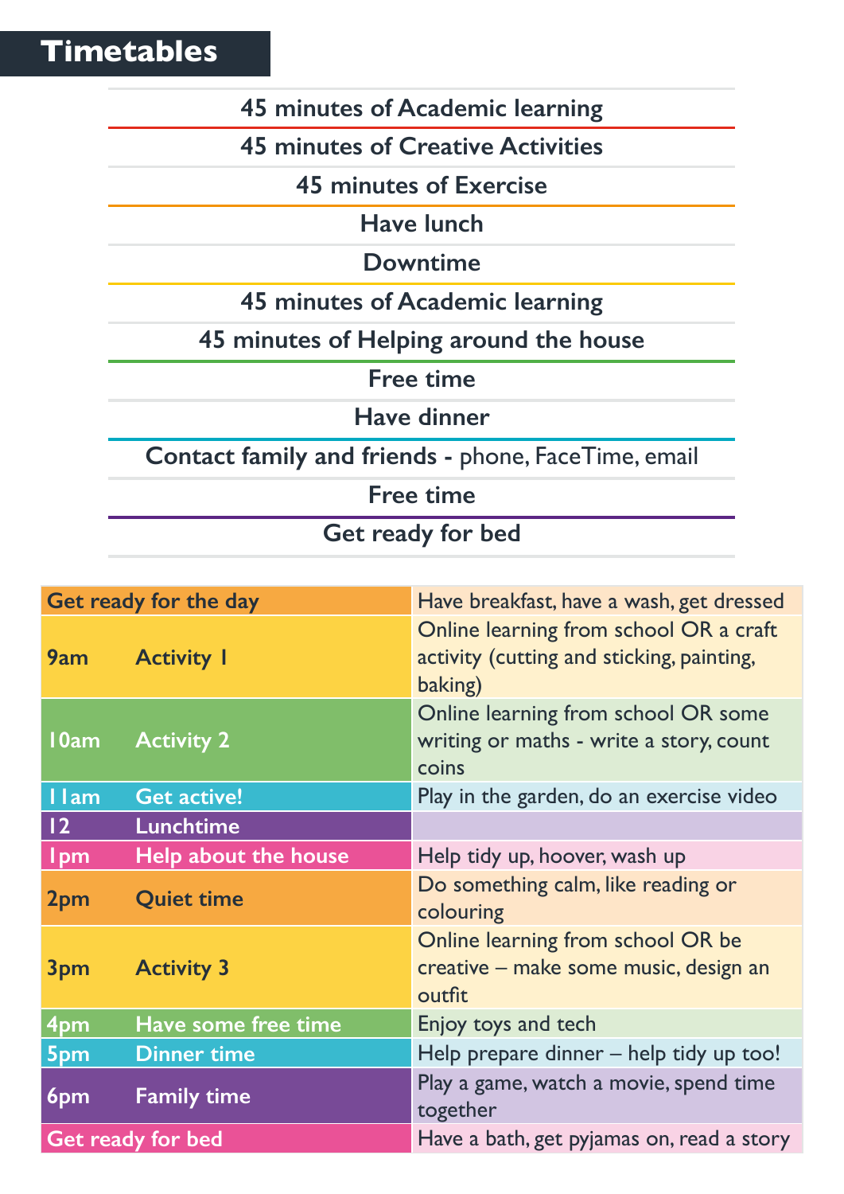# Timetables

| |
|---|
| **45 minutes of Academic learning** |
| **45 minutes of Creative Activities** |
| **45 minutes of Exercise** |
| **Have lunch** |
| **Downtime** |
| **45 minutes of Academic learning** |
| **45 minutes of Helping around the house** |
| **Free time** |
| **Have dinner** |
| **Contact family and friends -** phone, FaceTime, email |
| **Free time** |
| **Get ready for bed** |

| Time | Activity | Description |
|---|---|---|
| **Get ready for the day** | | Have breakfast, have a wash, get dressed |
| **9am** | **Activity 1** | Online learning from school OR a craft activity (cutting and sticking, painting, baking) |
| **10am** | **Activity 2** | Online learning from school OR some writing or maths - write a story, count coins |
| **11am** | **Get active!** | Play in the garden, do an exercise video |
| **12** | **Lunchtime** | |
| **1pm** | **Help about the house** | Help tidy up, hoover, wash up |
| **2pm** | **Quiet time** | Do something calm, like reading or colouring |
| **3pm** | **Activity 3** | Online learning from school OR be creative – make some music, design an outfit |
| **4pm** | **Have some free time** | Enjoy toys and tech |
| **5pm** | **Dinner time** | Help prepare dinner – help tidy up too! |
| **6pm** | **Family time** | Play a game, watch a movie, spend time together |
| **Get ready for bed** | | Have a bath, get pyjamas on, read a story |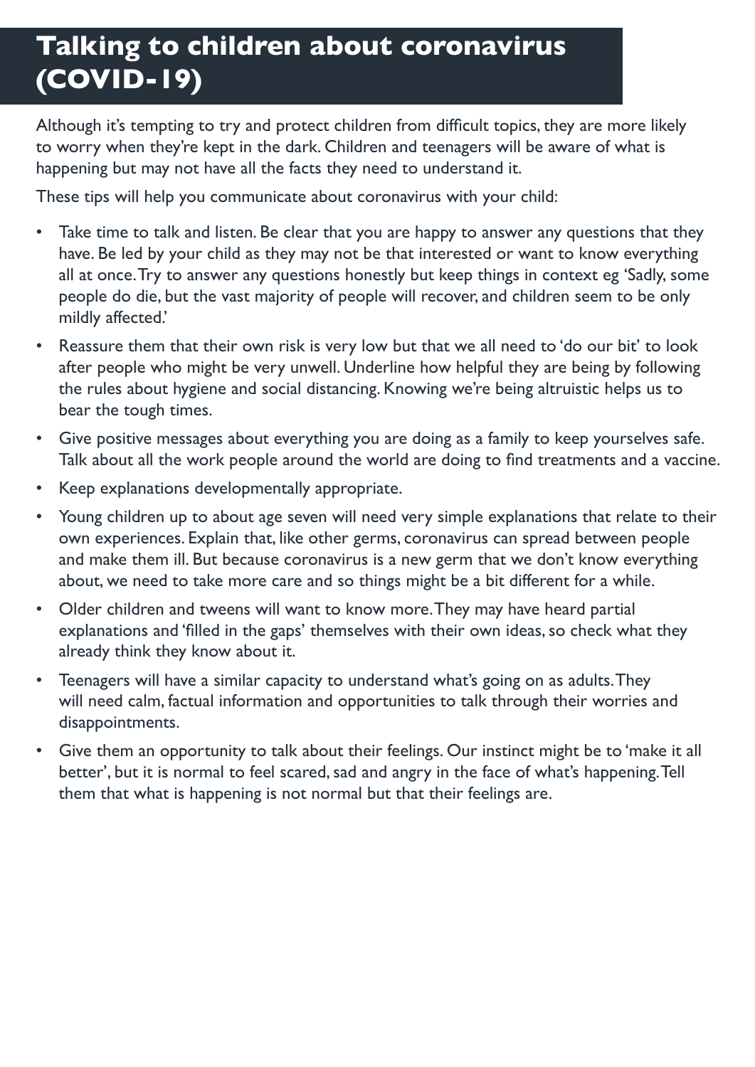# Talking to children about coronavirus (COVID-19)

Although it's tempting to try and protect children from difficult topics, they are more likely to worry when they're kept in the dark. Children and teenagers will be aware of what is happening but may not have all the facts they need to understand it.

These tips will help you communicate about coronavirus with your child:

- Take time to talk and listen. Be clear that you are happy to answer any questions that they have. Be led by your child as they may not be that interested or want to know everything all at once. Try to answer any questions honestly but keep things in context eg 'Sadly, some people do die, but the vast majority of people will recover, and children seem to be only mildly affected.'
- Reassure them that their own risk is very low but that we all need to 'do our bit' to look after people who might be very unwell. Underline how helpful they are being by following the rules about hygiene and social distancing. Knowing we're being altruistic helps us to bear the tough times.
- Give positive messages about everything you are doing as a family to keep yourselves safe. Talk about all the work people around the world are doing to find treatments and a vaccine.
- Keep explanations developmentally appropriate.
- Young children up to about age seven will need very simple explanations that relate to their own experiences. Explain that, like other germs, coronavirus can spread between people and make them ill. But because coronavirus is a new germ that we don't know everything about, we need to take more care and so things might be a bit different for a while.
- Older children and tweens will want to know more. They may have heard partial explanations and 'filled in the gaps' themselves with their own ideas, so check what they already think they know about it.
- Teenagers will have a similar capacity to understand what's going on as adults. They will need calm, factual information and opportunities to talk through their worries and disappointments.
- Give them an opportunity to talk about their feelings. Our instinct might be to 'make it all better', but it is normal to feel scared, sad and angry in the face of what's happening. Tell them that what is happening is not normal but that their feelings are.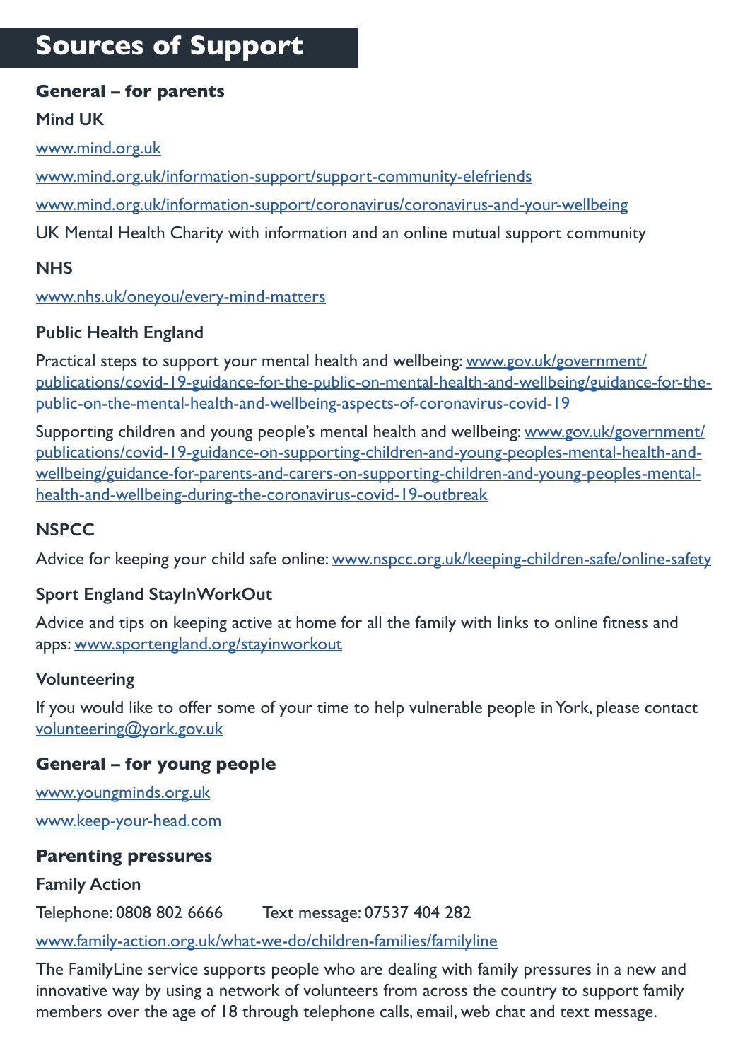# Sources of Support

## General – for parents

### Mind UK

www.mind.org.uk

www.mind.org.uk/information-support/support-community-elefriends

www.mind.org.uk/information-support/coronavirus/coronavirus-and-your-wellbeing

UK Mental Health Charity with information and an online mutual support community

### NHS

www.nhs.uk/oneyou/every-mind-matters

### Public Health England

Practical steps to support your mental health and wellbeing: www.gov.uk/government/publications/covid-19-guidance-for-the-public-on-mental-health-and-wellbeing/guidance-for-the-public-on-the-mental-health-and-wellbeing-aspects-of-coronavirus-covid-19

Supporting children and young people's mental health and wellbeing: www.gov.uk/government/publications/covid-19-guidance-on-supporting-children-and-young-peoples-mental-health-and-wellbeing/guidance-for-parents-and-carers-on-supporting-children-and-young-peoples-mental-health-and-wellbeing-during-the-coronavirus-covid-19-outbreak

### NSPCC

Advice for keeping your child safe online: www.nspcc.org.uk/keeping-children-safe/online-safety

### Sport England StayInWorkOut

Advice and tips on keeping active at home for all the family with links to online fitness and apps: www.sportengland.org/stayinworkout

### Volunteering

If you would like to offer some of your time to help vulnerable people in York, please contact volunteering@york.gov.uk

## General – for young people

www.youngminds.org.uk

www.keep-your-head.com

## Parenting pressures

### Family Action

Telephone: 0808 802 6666 Text message: 07537 404 282

www.family-action.org.uk/what-we-do/children-families/familyline

The FamilyLine service supports people who are dealing with family pressures in a new and innovative way by using a network of volunteers from across the country to support family members over the age of 18 through telephone calls, email, web chat and text message.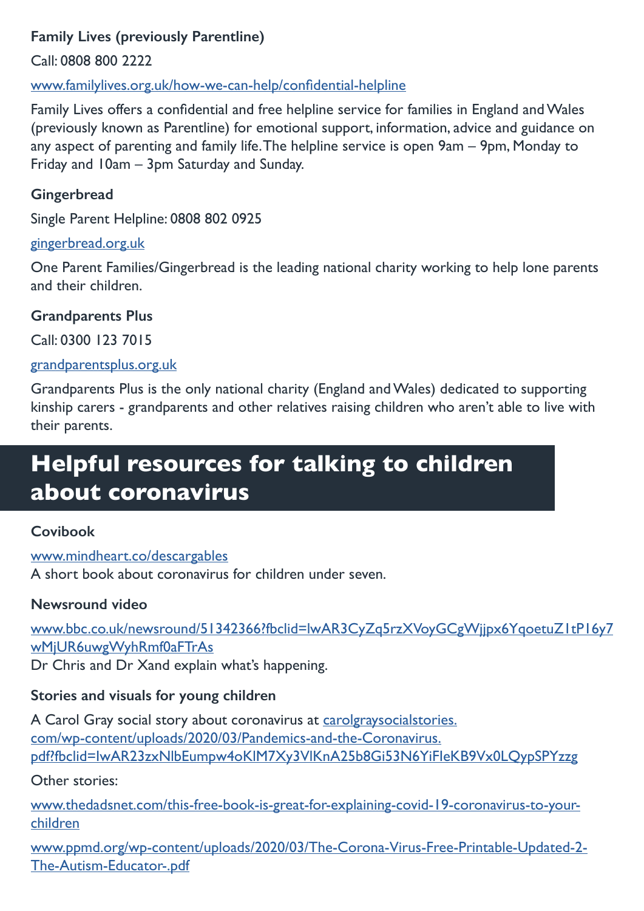**Family Lives (previously Parentline)**

Call: 0808 800 2222

www.familylives.org.uk/how-we-can-help/confidential-helpline

Family Lives offers a confidential and free helpline service for families in England and Wales (previously known as Parentline) for emotional support, information, advice and guidance on any aspect of parenting and family life. The helpline service is open 9am – 9pm, Monday to Friday and 10am – 3pm Saturday and Sunday.

**Gingerbread**

Single Parent Helpline: 0808 802 0925

gingerbread.org.uk

One Parent Families/Gingerbread is the leading national charity working to help lone parents and their children.

**Grandparents Plus**

Call: 0300 123 7015

grandparentsplus.org.uk

Grandparents Plus is the only national charity (England and Wales) dedicated to supporting kinship carers - grandparents and other relatives raising children who aren't able to live with their parents.

## Helpful resources for talking to children about coronavirus

**Covibook**

www.mindheart.co/descargables
A short book about coronavirus for children under seven.

**Newsround video**

www.bbc.co.uk/newsround/51342366?fbclid=IwAR3CyZq5rzXVoyGCgWjjpx6YqoetuZ1tP16y7wMjUR6uwgWyhRmf0aFTrAs
Dr Chris and Dr Xand explain what's happening.

**Stories and visuals for young children**

A Carol Gray social story about coronavirus at carolgraysocialstories.com/wp-content/uploads/2020/03/Pandemics-and-the-Coronavirus.pdf?fbclid=IwAR23zxNlbEumpw4oKIM7Xy3VlKnA25b8Gi53N6YiFIeKB9Vx0LQypSPYzzg

Other stories:

www.thedadsnet.com/this-free-book-is-great-for-explaining-covid-19-coronavirus-to-your-children

www.ppmd.org/wp-content/uploads/2020/03/The-Corona-Virus-Free-Printable-Updated-2-The-Autism-Educator-.pdf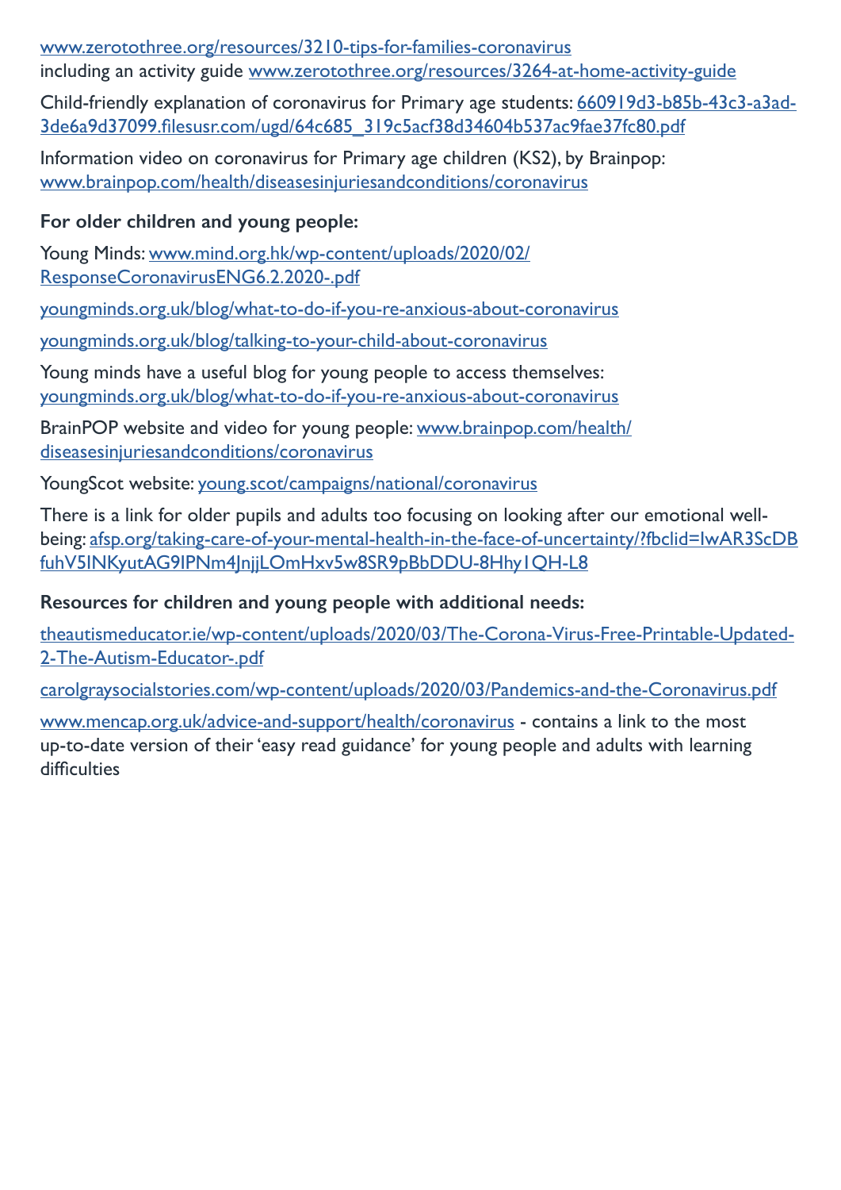www.zerotothree.org/resources/3210-tips-for-families-coronavirus
including an activity guide www.zerotothree.org/resources/3264-at-home-activity-guide

Child-friendly explanation of coronavirus for Primary age students: 660919d3-b85b-43c3-a3ad-3de6a9d37099.filesusr.com/ugd/64c685_319c5acf38d34604b537ac9fae37fc80.pdf

Information video on coronavirus for Primary age children (KS2), by Brainpop: www.brainpop.com/health/diseasesinjuriesandconditions/coronavirus

**For older children and young people:**

Young Minds: www.mind.org.hk/wp-content/uploads/2020/02/ResponseCoronavirusENG6.2.2020-.pdf

youngminds.org.uk/blog/what-to-do-if-you-re-anxious-about-coronavirus

youngminds.org.uk/blog/talking-to-your-child-about-coronavirus

Young minds have a useful blog for young people to access themselves: youngminds.org.uk/blog/what-to-do-if-you-re-anxious-about-coronavirus

BrainPOP website and video for young people: www.brainpop.com/health/diseasesinjuriesandconditions/coronavirus

YoungScot website: young.scot/campaigns/national/coronavirus

There is a link for older pupils and adults too focusing on looking after our emotional well-being: afsp.org/taking-care-of-your-mental-health-in-the-face-of-uncertainty/?fbclid=IwAR3ScDBfuhV5INKyutAG9IPNm4JnjjLOmHxv5w8SR9pBbDDU-8Hhy1QH-L8

**Resources for children and young people with additional needs:**

theautismeducator.ie/wp-content/uploads/2020/03/The-Corona-Virus-Free-Printable-Updated-2-The-Autism-Educator-.pdf

carolgraysocialstories.com/wp-content/uploads/2020/03/Pandemics-and-the-Coronavirus.pdf

www.mencap.org.uk/advice-and-support/health/coronavirus - contains a link to the most up-to-date version of their 'easy read guidance' for young people and adults with learning difficulties